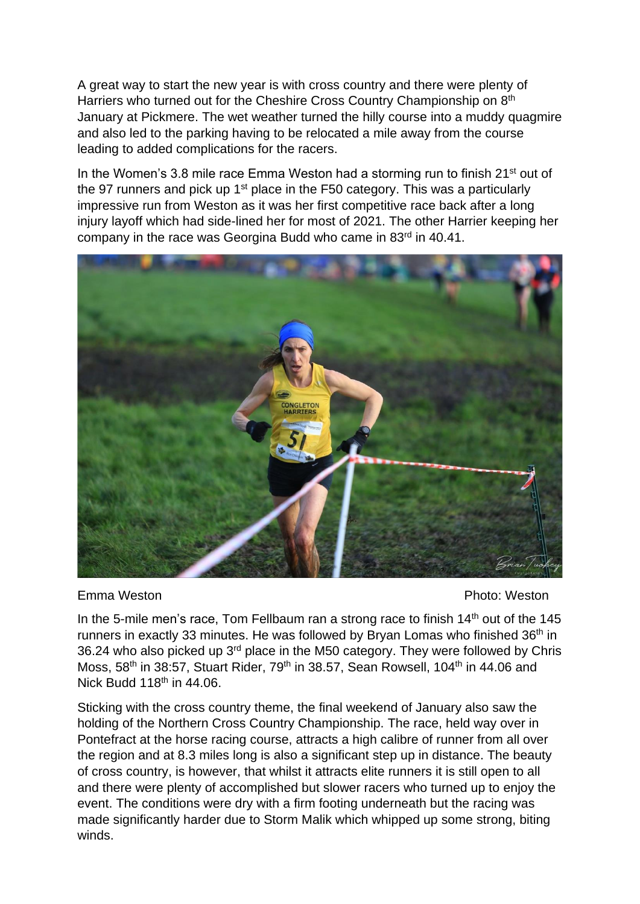A great way to start the new year is with cross country and there were plenty of Harriers who turned out for the Cheshire Cross Country Championship on 8th January at Pickmere. The wet weather turned the hilly course into a muddy quagmire and also led to the parking having to be relocated a mile away from the course leading to added complications for the racers.

In the Women's 3.8 mile race Emma Weston had a storming run to finish 21st out of the 97 runners and pick up 1st place in the F50 category. This was a particularly impressive run from Weston as it was her first competitive race back after a long injury layoff which had side-lined her for most of 2021. The other Harrier keeping her company in the race was Georgina Budd who came in 83rd in 40.41.

Emma Weston Photo: Weston

In the 5-mile men's race, Tom Fellbaum ran a strong race to finish 14th out of the 145 runners in exactly 33 minutes. He was followed by Bryan Lomas who finished 36th in 36.24 who also picked up 3rd place in the M50 category. They were followed by Chris Moss, 58th in 38:57, Stuart Rider, 79th in 38.57, Sean Rowsell, 104th in 44.06 and Nick Budd 118th in 44.06.

Sticking with the cross country theme, the final weekend of January also saw the holding of the Northern Cross Country Championship. The race, held way over in Pontefract at the horse racing course, attracts a high calibre of runner from all over the region and at 8.3 miles long is also a significant step up in distance. The beauty of cross country, is however, that whilst it attracts elite runners it is still open to all and there were plenty of accomplished but slower racers who turned up to enjoy the event. The conditions were dry with a firm footing underneath but the racing was made significantly harder due to Storm Malik which whipped up some strong, biting winds.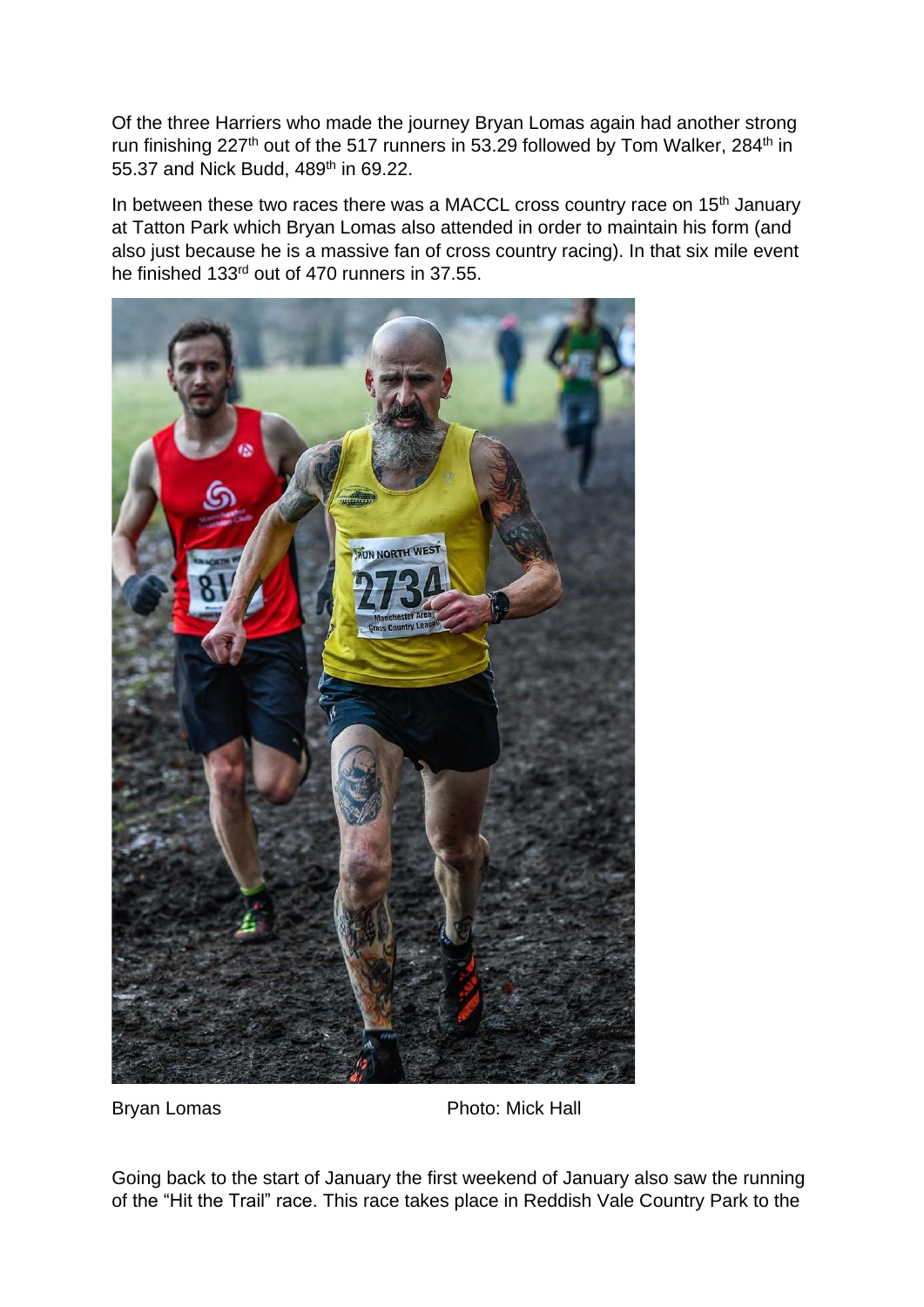Of the three Harriers who made the journey Bryan Lomas again had another strong run finishing 227th out of the 517 runners in 53.29 followed by Tom Walker, 284th in 55.37 and Nick Budd, 489th in 69.22.

In between these two races there was a MACCL cross country race on 15th January at Tatton Park which Bryan Lomas also attended in order to maintain his form (and also just because he is a massive fan of cross country racing). In that six mile event he finished 133rd out of 470 runners in 37.55.

Bryan Lomas Photo: Mick Hall

Going back to the start of January the first weekend of January also saw the running of the "Hit the Trail" race. This race takes place in Reddish Vale Country Park to the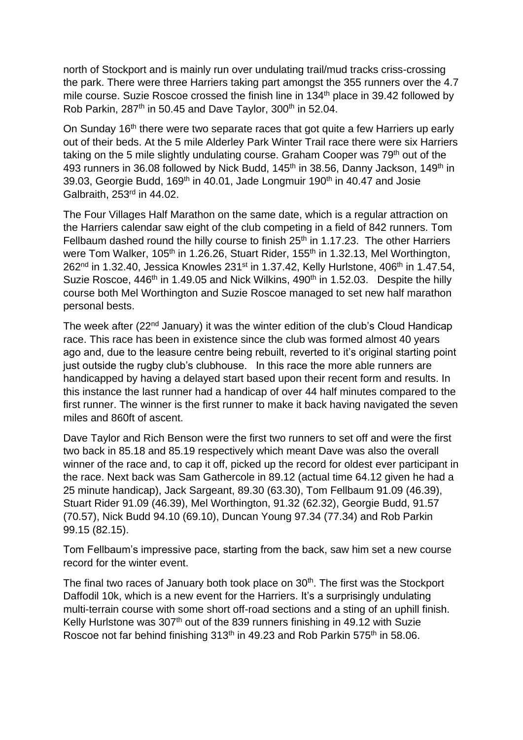north of Stockport and is mainly run over undulating trail/mud tracks criss-crossing the park. There were three Harriers taking part amongst the 355 runners over the 4.7 mile course. Suzie Roscoe crossed the finish line in 134th place in 39.42 followed by Rob Parkin, 287th in 50.45 and Dave Taylor, 300th in 52.04.

On Sunday 16th there were two separate races that got quite a few Harriers up early out of their beds. At the 5 mile Alderley Park Winter Trail race there were six Harriers taking on the 5 mile slightly undulating course. Graham Cooper was 79th out of the 493 runners in 36.08 followed by Nick Budd, 145th in 38.56, Danny Jackson, 149th in 39.03, Georgie Budd, 169th in 40.01, Jade Longmuir 190th in 40.47 and Josie Galbraith, 253rd in 44.02.

The Four Villages Half Marathon on the same date, which is a regular attraction on the Harriers calendar saw eight of the club competing in a field of 842 runners. Tom Fellbaum dashed round the hilly course to finish 25th in 1.17.23. The other Harriers were Tom Walker, 105th in 1.26.26, Stuart Rider, 155th in 1.32.13, Mel Worthington, 262nd in 1.32.40, Jessica Knowles 231st in 1.37.42, Kelly Hurlstone, 406th in 1.47.54, Suzie Roscoe, 446th in 1.49.05 and Nick Wilkins, 490th in 1.52.03. Despite the hilly course both Mel Worthington and Suzie Roscoe managed to set new half marathon personal bests.

The week after (22nd January) it was the winter edition of the club's Cloud Handicap race. This race has been in existence since the club was formed almost 40 years ago and, due to the leasure centre being rebuilt, reverted to it's original starting point just outside the rugby club's clubhouse. In this race the more able runners are handicapped by having a delayed start based upon their recent form and results. In this instance the last runner had a handicap of over 44 half minutes compared to the first runner. The winner is the first runner to make it back having navigated the seven miles and 860ft of ascent.

Dave Taylor and Rich Benson were the first two runners to set off and were the first two back in 85.18 and 85.19 respectively which meant Dave was also the overall winner of the race and, to cap it off, picked up the record for oldest ever participant in the race. Next back was Sam Gathercole in 89.12 (actual time 64.12 given he had a 25 minute handicap), Jack Sargeant, 89.30 (63.30), Tom Fellbaum 91.09 (46.39), Stuart Rider 91.09 (46.39), Mel Worthington, 91.32 (62.32), Georgie Budd, 91.57 (70.57), Nick Budd 94.10 (69.10), Duncan Young 97.34 (77.34) and Rob Parkin 99.15 (82.15).

Tom Fellbaum's impressive pace, starting from the back, saw him set a new course record for the winter event.

The final two races of January both took place on 30th. The first was the Stockport Daffodil 10k, which is a new event for the Harriers. It's a surprisingly undulating multi-terrain course with some short off-road sections and a sting of an uphill finish. Kelly Hurlstone was 307th out of the 839 runners finishing in 49.12 with Suzie Roscoe not far behind finishing 313th in 49.23 and Rob Parkin 575th in 58.06.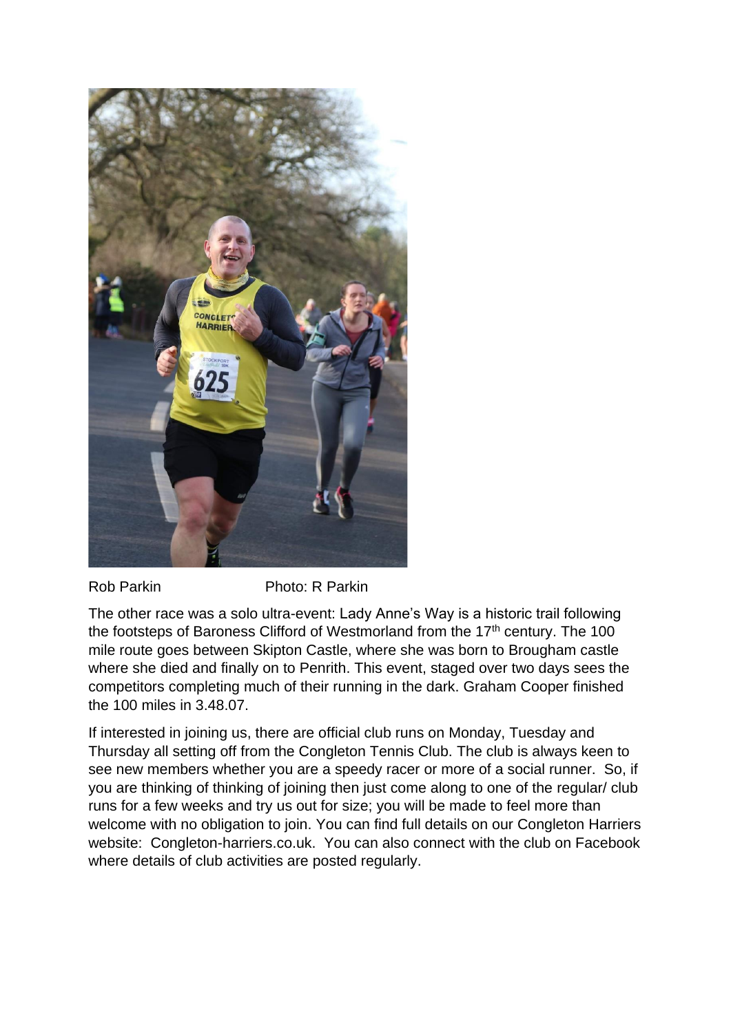Rob Parkin Photo: R Parkin

The other race was a solo ultra-event: Lady Anne's Way is a historic trail following the footsteps of Baroness Clifford of Westmorland from the 17th century. The 100 mile route goes between Skipton Castle, where she was born to Brougham castle where she died and finally on to Penrith. This event, staged over two days sees the competitors completing much of their running in the dark. Graham Cooper finished the 100 miles in 3.48.07.

If interested in joining us, there are official club runs on Monday, Tuesday and Thursday all setting off from the Congleton Tennis Club. The club is always keen to see new members whether you are a speedy racer or more of a social runner. So, if you are thinking of thinking of joining then just come along to one of the regular/ club runs for a few weeks and try us out for size; you will be made to feel more than welcome with no obligation to join. You can find full details on our Congleton Harriers website: Congleton-harriers.co.uk. You can also connect with the club on Facebook where details of club activities are posted regularly.